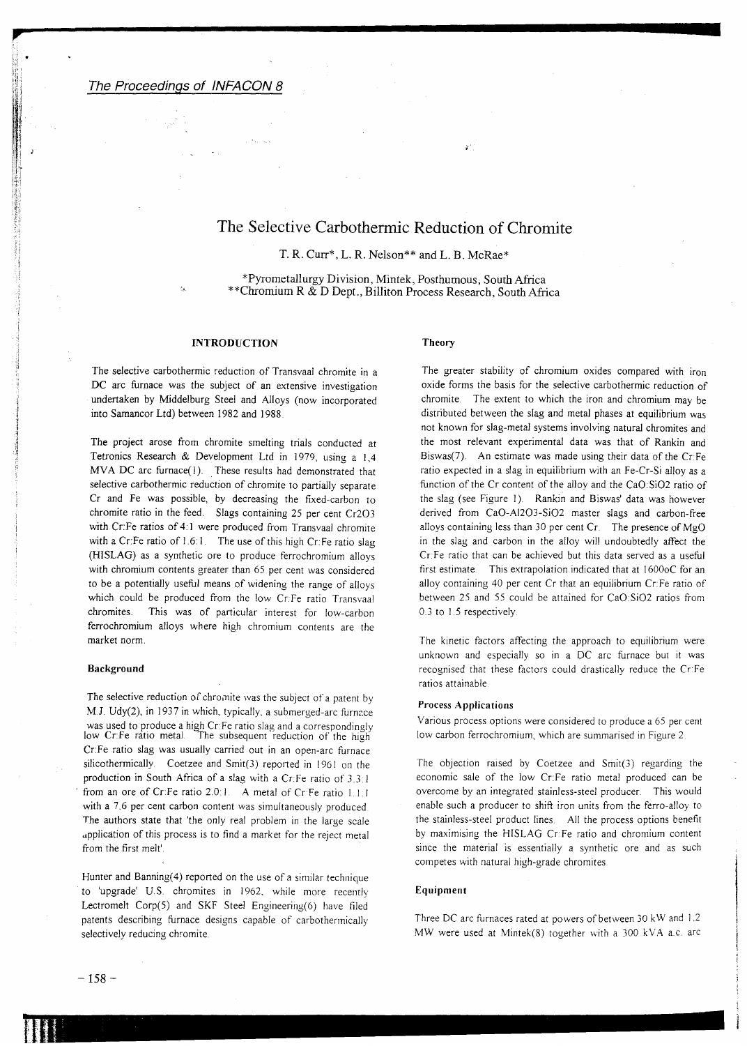# The Selective Carbothermic Reduction of Chromite

T. R. Curr\*, L. R. Nelson\*\* and L. B. McRae\*

\*Pyrometallurgy Division, Mintek, Posthumous, South Africa
\*\*Chromium R & D Dept., Billiton Process Research, South Africa

## INTRODUCTION

The selective carbothermic reduction of Transvaal chromite in a DC arc furnace was the subject of an extensive investigation undertaken by Middelburg Steel and Alloys (now incorporated into Samancor Ltd) between 1982 and 1988.

The project arose from chromite smelting trials conducted at Tetronics Research & Development Ltd in 1979, using a 1,4 MVA DC arc furnace(1). These results had demonstrated that selective carbothermic reduction of chromite to partially separate Cr and Fe was possible, by decreasing the fixed-carbon to chromite ratio in the feed. Slags containing 25 per cent $Cr_2O_3$ with Cr:Fe ratios of 4:1 were produced from Transvaal chromite with a Cr:Fe ratio of 1.6:1. The use of this high Cr:Fe ratio slag (HISLAG) as a synthetic ore to produce ferrochromium alloys with chromium contents greater than 65 per cent was considered to be a potentially useful means of widening the range of alloys which could be produced from the low Cr:Fe ratio Transvaal chromites. This was of particular interest for low-carbon ferrochromium alloys where high chromium contents are the market norm.

### Background

The selective reduction of chromite was the subject of a patent by M.J. Udy(2), in 1937 in which, typically, a submerged-arc furnace was used to produce a high Cr:Fe ratio slag and a correspondingly low Cr:Fe ratio metal. The subsequent reduction of the high Cr:Fe ratio slag was usually carried out in an open-arc furnace silicothermically. Coetzee and Smit(3) reported in 1961 on the production in South Africa of a slag with a Cr:Fe ratio of 3.3:1 from an ore of Cr:Fe ratio 2.0:1. A metal of Cr:Fe ratio 1.1:1 with a 7.6 per cent carbon content was simultaneously produced. The authors state that 'the only real problem in the large scale application of this process is to find a market for the reject metal from the first melt'.

Hunter and Banning(4) reported on the use of a similar technique to 'upgrade' U.S. chromites in 1962, while more recently Lectromelt Corp(5) and SKF Steel Engineering(6) have filed patents describing furnace designs capable of carbothermically selectively reducing chromite.

### Theory

The greater stability of chromium oxides compared with iron oxide forms the basis for the selective carbothermic reduction of chromite. The extent to which the iron and chromium may be distributed between the slag and metal phases at equilibrium was not known for slag-metal systems involving natural chromites and the most relevant experimental data was that of Rankin and Biswas(7). An estimate was made using their data of the Cr:Fe ratio expected in a slag in equilibrium with an Fe-Cr-Si alloy as a function of the Cr content of the alloy and the $CaO:SiO_2$ ratio of the slag (see Figure 1). Rankin and Biswas' data was however derived from $CaO$-$Al_2O_3$-$SiO_2$ master slags and carbon-free alloys containing less than 30 per cent Cr. The presence of MgO in the slag and carbon in the alloy will undoubtedly affect the Cr:Fe ratio that can be achieved but this data served as a useful first estimate. This extrapolation indicated that at 1600oC for an alloy containing 40 per cent Cr that an equilibrium Cr:Fe ratio of between 25 and 55 could be attained for $CaO:SiO_2$ ratios from 0.3 to 1.5 respectively.

The kinetic factors affecting the approach to equilibrium were unknown and especially so in a DC arc furnace but it was recognised that these factors could drastically reduce the Cr:Fe ratios attainable.

### Process Applications

Various process options were considered to produce a 65 per cent low carbon ferrochromium, which are summarised in Figure 2.

The objection raised by Coetzee and Smit(3) regarding the economic sale of the low Cr:Fe ratio metal produced can be overcome by an integrated stainless-steel producer. This would enable such a producer to shift iron units from the ferro-alloy to the stainless-steel product lines. All the process options benefit by maximising the HISLAG Cr:Fe ratio and chromium content since the material is essentially a synthetic ore and as such competes with natural high-grade chromites.

### Equipment

Three DC arc furnaces rated at powers of between 30 kW and 1,2 MW were used at Mintek(8) together with a 300 kVA a.c. arc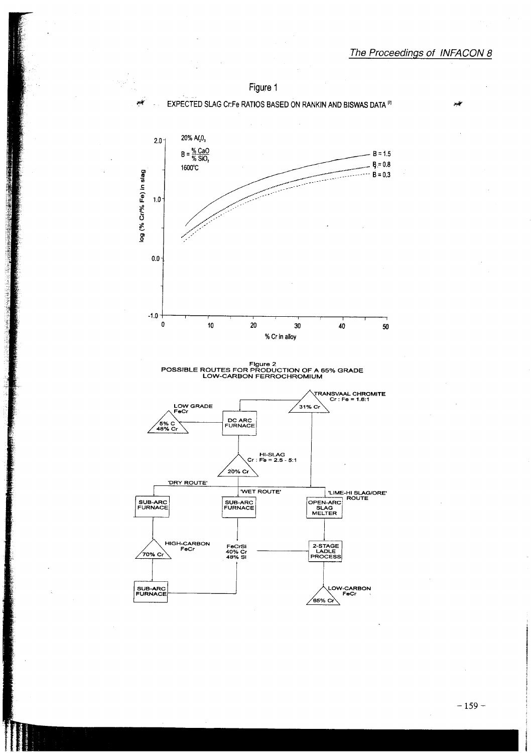Figure 1

EXPECTED SLAG Cr:Fe RATIOS BASED ON RANKIN AND BISWAS DATA [7]

20% $Al_2O_3$

$B = \frac{\% CaO}{\% SiO_2}$

1600°C

B = 1.5

B = 0.8

B = 0.3

log (% Cr/% Fe) in slag

% Cr in alloy

Figure 2
POSSIBLE ROUTES FOR PRODUCTION OF A 65% GRADE LOW-CARBON FERROCHROMIUM

TRANSVAAL CHROMITE Cr : Fe = 1.6:1

31% Cr

LOW GRADE FeCr

5% C
48% Cr

DC ARC FURNACE

HI-SLAG Cr : Fe = 2.5 - 5:1

20% Cr

'DRY ROUTE'

'WET ROUTE'

'LIME-HI SLAG/ORE' ROUTE

SUB-ARC FURNACE

SUB-ARC FURNACE

OPEN-ARC SLAG MELTER

HIGH-CARBON FeCr

70% Cr

FeCrSi
40% Cr
48% Si

2-STAGE LADLE PROCESS

SUB-ARC FURNACE

LOW-CARBON FeCr

65% Cr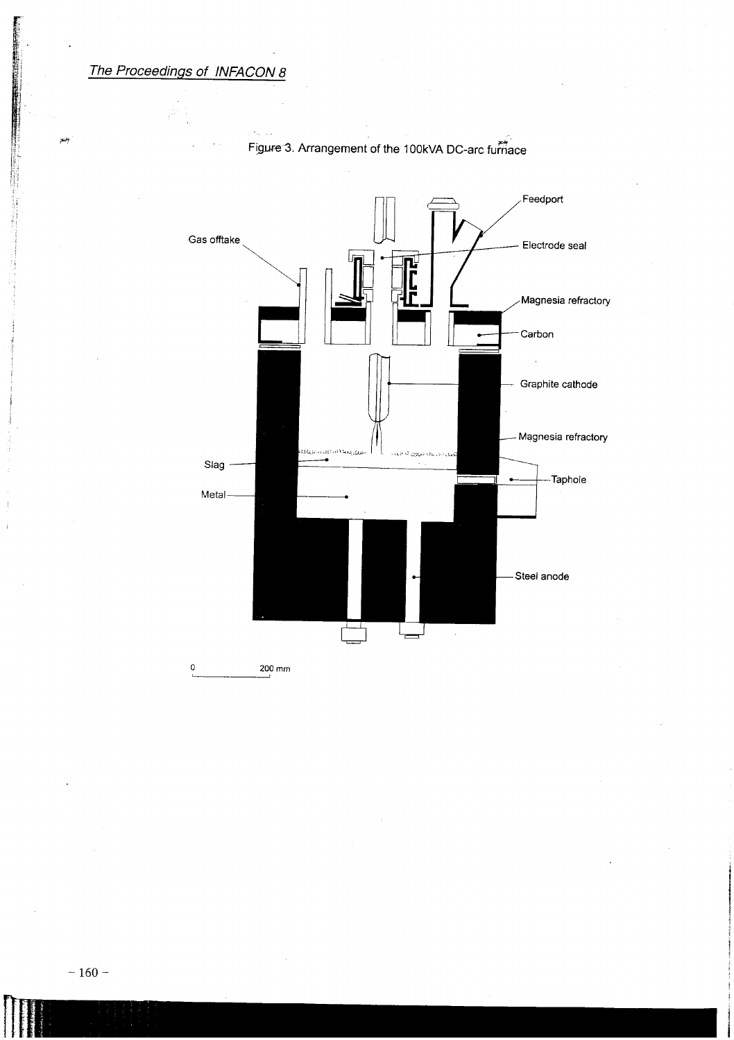Figure 3. Arrangement of the 100kVA DC-arc furnace

Gas offtake

Feedport

Electrode seal

Magnesia refractory

Carbon

Graphite cathode

Magnesia refractory

Slag

Taphole

Metal

Steel anode

0 200 mm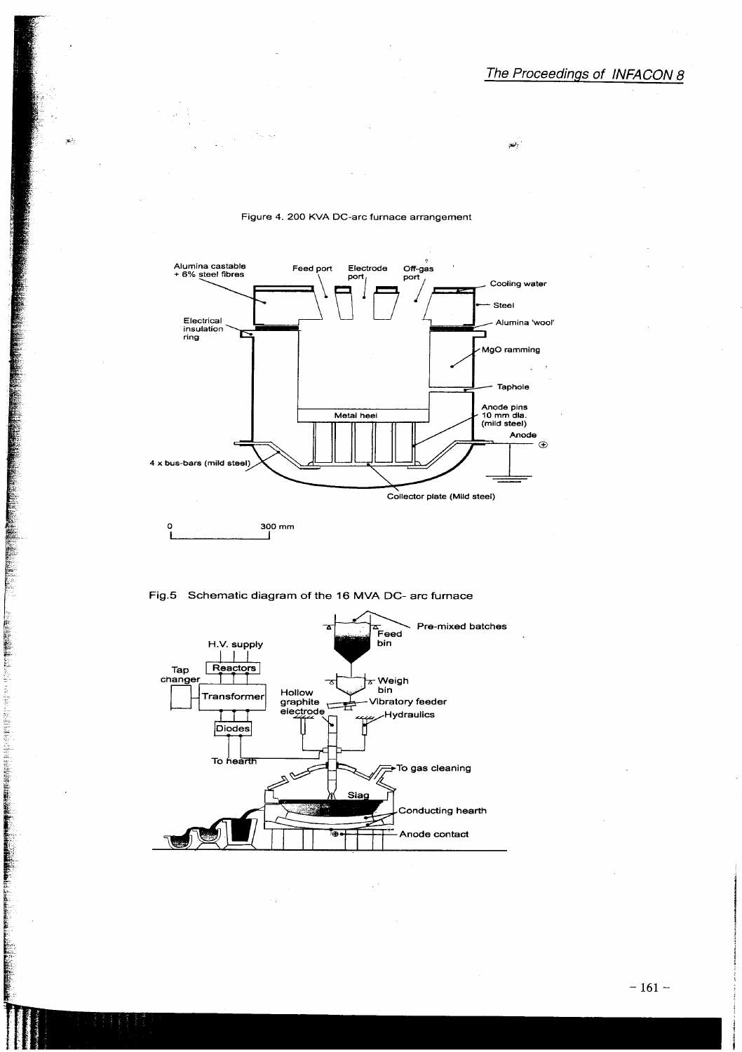Figure 4. 200 KVA DC-arc furnace arrangement

Fig.5 Schematic diagram of the 16 MVA DC- arc furnace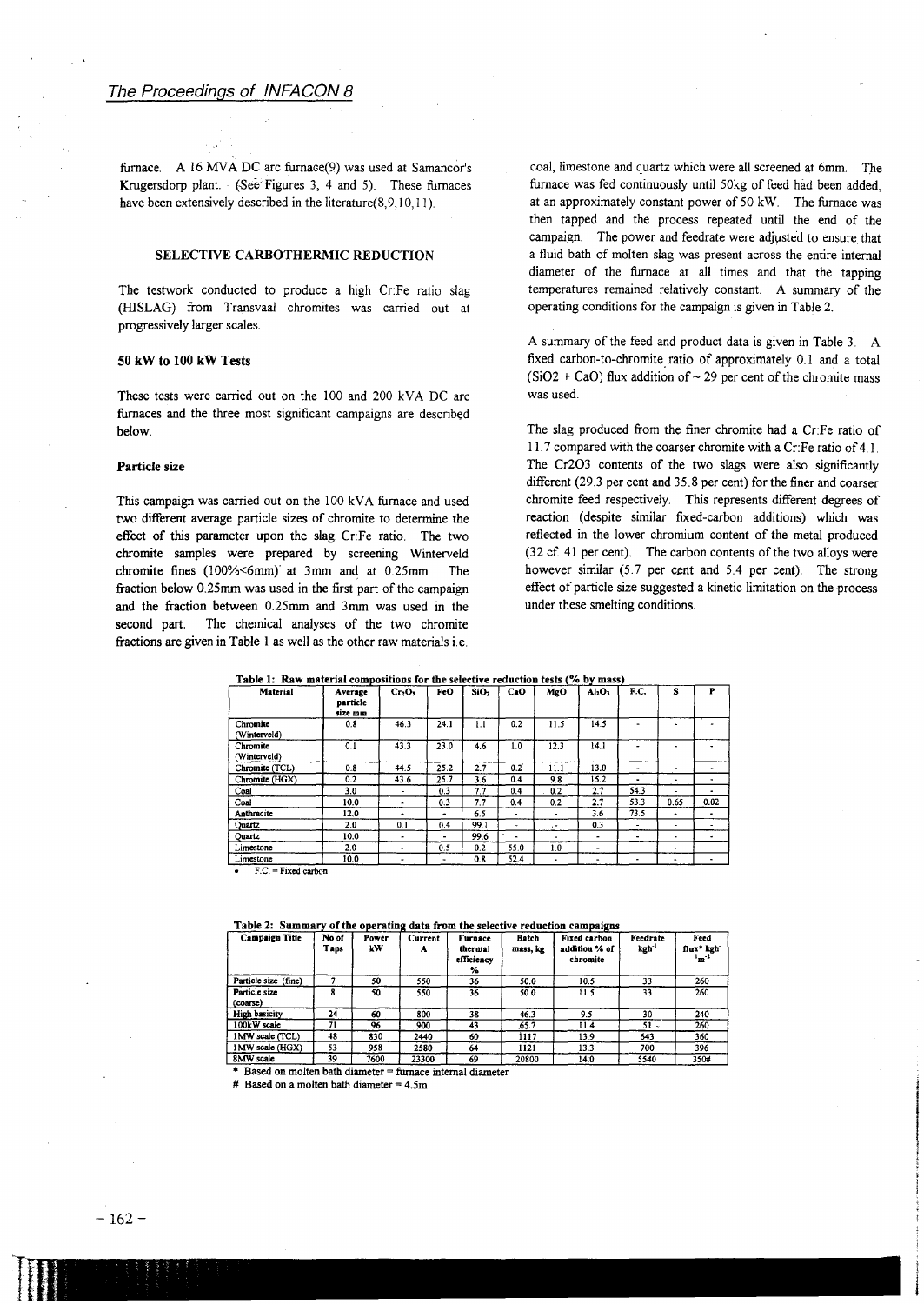furnace. A 16 MVA DC arc furnace(9) was used at Samancor's Krugersdorp plant. (See Figures 3, 4 and 5). These furnaces have been extensively described in the literature(8,9,10,11).

## SELECTIVE CARBOTHERMIC REDUCTION

The testwork conducted to produce a high Cr:Fe ratio slag (HISLAG) from Transvaal chromites was carried out at progressively larger scales.

### 50 kW to 100 kW Tests

These tests were carried out on the 100 and 200 kVA DC arc furnaces and the three most significant campaigns are described below.

### Particle size

This campaign was carried out on the 100 kVA furnace and used two different average particle sizes of chromite to determine the effect of this parameter upon the slag Cr:Fe ratio. The two chromite samples were prepared by screening Winterveld chromite fines (100%<6mm) at 3mm and at 0.25mm. The fraction below 0.25mm was used in the first part of the campaign and the fraction between 0.25mm and 3mm was used in the second part. The chemical analyses of the two chromite fractions are given in Table 1 as well as the other raw materials i.e. coal, limestone and quartz which were all screened at 6mm. The furnace was fed continuously until 50kg of feed had been added, at an approximately constant power of 50 kW. The furnace was then tapped and the process repeated until the end of the campaign. The power and feedrate were adjusted to ensure that a fluid bath of molten slag was present across the entire internal diameter of the furnace at all times and that the tapping temperatures remained relatively constant. A summary of the operating conditions for the campaign is given in Table 2.

A summary of the feed and product data is given in Table 3. A fixed carbon-to-chromite ratio of approximately 0.1 and a total ($SiO_2$ + CaO) flux addition of ~ 29 per cent of the chromite mass was used.

The slag produced from the finer chromite had a Cr:Fe ratio of 11.7 compared with the coarser chromite with a Cr:Fe ratio of 4.1. The $Cr_2O_3$ contents of the two slags were also significantly different (29.3 per cent and 35.8 per cent) for the finer and coarser chromite feed respectively. This represents different degrees of reaction (despite similar fixed-carbon additions) which was reflected in the lower chromium content of the metal produced (32 cf. 41 per cent). The carbon contents of the two alloys were however similar (5.7 per cent and 5.4 per cent). The strong effect of particle size suggested a kinetic limitation on the process under these smelting conditions.

**Table 1: Raw material compositions for the selective reduction tests (% by mass)**

| Material | Average particle size mm | $Cr_2O_3$ | FeO | $SiO_2$ | CaO | MgO | $Al_2O_3$ | F.C. | S | P |
|---|---|---|---|---|---|---|---|---|---|---|
| Chromite (Winterveld) | 0.8 | 46.3 | 24.1 | 1.1 | 0.2 | 11.5 | 14.5 | - | - | - |
| Chromite (Winterveld) | 0.1 | 43.3 | 23.0 | 4.6 | 1.0 | 12.3 | 14.1 | - | - | - |
| Chromite (TCL) | 0.8 | 44.5 | 25.2 | 2.7 | 0.2 | 11.1 | 13.0 | - | - | - |
| Chromite (HGX) | 0.2 | 43.6 | 25.7 | 3.6 | 0.4 | 9.8 | 15.2 | - | - | - |
| Coal | 3.0 | - | 0.3 | 7.7 | 0.4 | 0.2 | 2.7 | 54.3 | - | - |
| Coal | 10.0 | - | 0.3 | 7.7 | 0.4 | 0.2 | 2.7 | 53.3 | 0.65 | 0.02 |
| Anthracite | 12.0 | - | - | 6.5 | - | - | 3.6 | 73.5 | - | - |
| Quartz | 2.0 | 0.1 | 0.4 | 99.1 | - | - | 0.3 | - | - | - |
| Quartz | 10.0 | - | - | 99.6 | - | - | - | - | - | - |
| Limestone | 2.0 | - | 0.5 | 0.2 | 55.0 | 1.0 | - | - | - | - |
| Limestone | 10.0 | - | - | 0.8 | 52.4 | - | - | - | - | - |

- F.C. = Fixed carbon

**Table 2: Summary of the operating data from the selective reduction campaigns**

| Campaign Title | No of Taps | Power kW | Current A | Furnace thermal efficiency % | Batch mass, kg | Fixed carbon addition % of chromite | Feedrate $kgh^{-1}$ | Feed flux* $kgh^{-1}m^{-2}$ |
|---|---|---|---|---|---|---|---|---|
| Particle size (fine) | 7 | 50 | 550 | 36 | 50.0 | 10.5 | 33 | 260 |
| Particle size (coarse) | 8 | 50 | 550 | 36 | 50.0 | 11.5 | 33 | 260 |
| High basicity | 24 | 60 | 800 | 38 | 46.3 | 9.5 | 30 | 240 |
| 100kW scale | 71 | 96 | 900 | 43 | 65.7 | 11.4 | 51 | 260 |
| 1MW scale (TCL) | 48 | 830 | 2440 | 60 | 1117 | 13.9 | 643 | 360 |
| 1MW scale (HGX) | 53 | 958 | 2580 | 64 | 1121 | 13.3 | 700 | 396 |
| 8MW scale | 39 | 7600 | 23300 | 69 | 20800 | 14.0 | 5540 | 350# |

\* Based on molten bath diameter = furnace internal diameter

\# Based on a molten bath diameter = 4.5m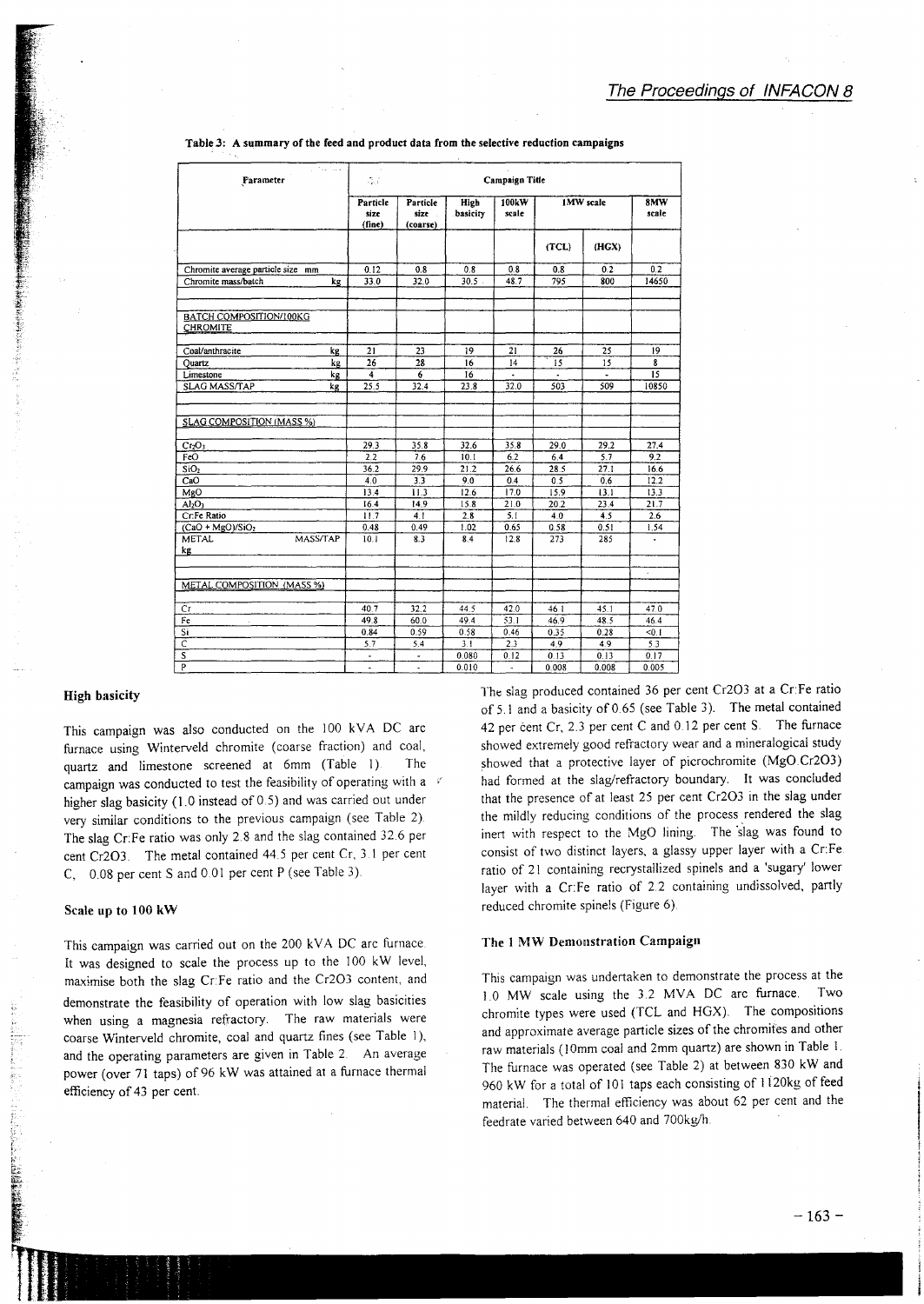**Table 3: A summary of the feed and product data from the selective reduction campaigns**

| Parameter | Campaign Title | | | | | | |
|---|---|---|---|---|---|---|---|
| | Particle size (fine) | Particle size (coarse) | High basicity | 100kW scale | 1MW scale | | 8MW scale |
| | | | | | (TCL) | (HGX) | |
| Chromite average particle size mm | 0.12 | 0.8 | 0.8 | 0.8 | 0.8 | 0.2 | 0.2 |
| Chromite mass/batch kg | 33.0 | 32.0 | 30.5 | 48.7 | 795 | 800 | 14650 |
| BATCH COMPOSITION/100KG CHROMITE | | | | | | | |
| Coal/anthracite kg | 21 | 23 | 19 | 21 | 26 | 25 | 19 |
| Quartz kg | 26 | 28 | 16 | 14 | 15 | 15 | 8 |
| Limestone kg | 4 | 6 | 16 | - | - | - | 15 |
| SLAG MASS/TAP kg | 25.5 | 32.4 | 23.8 | 32.0 | 503 | 509 | 10850 |
| SLAG COMPOSITION (MASS %) | | | | | | | |
| $Cr_2O_3$ | 29.3 | 35.8 | 32.6 | 35.8 | 29.0 | 29.2 | 27.4 |
| FeO | 2.2 | 7.6 | 10.1 | 6.2 | 6.4 | 5.7 | 9.2 |
| $SiO_2$ | 36.2 | 29.9 | 21.2 | 26.6 | 28.5 | 27.1 | 16.6 |
| CaO | 4.0 | 3.3 | 9.0 | 0.4 | 0.5 | 0.6 | 12.2 |
| MgO | 13.4 | 11.3 | 12.6 | 17.0 | 15.9 | 13.1 | 13.3 |
| $Al_2O_3$ | 16.4 | 14.9 | 15.8 | 21.0 | 20.2 | 23.4 | 21.7 |
| Cr:Fe Ratio | 11.7 | 4.1 | 2.8 | 5.1 | 4.0 | 4.5 | 2.6 |
| $(CaO + MgO)/SiO_2$ | 0.48 | 0.49 | 1.02 | 0.65 | 0.58 | 0.51 | 1.54 |
| METAL MASS/TAP kg | 10.1 | 8.3 | 8.4 | 12.8 | 273 | 285 | - |
| METAL COMPOSITION (MASS %) | | | | | | | |
| Cr | 40.7 | 32.2 | 44.5 | 42.0 | 46.1 | 45.1 | 47.0 |
| Fe | 49.8 | 60.0 | 49.4 | 53.1 | 46.9 | 48.5 | 46.4 |
| Si | 0.84 | 0.59 | 0.58 | 0.46 | 0.35 | 0.28 | <0.1 |
| C | 5.7 | 5.4 | 3.1 | 2.3 | 4.9 | 4.9 | 5.3 |
| S | - | - | 0.080 | 0.12 | 0.13 | 0.13 | 0.17 |
| P | - | - | 0.010 | - | 0.008 | 0.008 | 0.005 |

### High basicity

This campaign was also conducted on the 100 kVA DC arc furnace using Winterveld chromite (coarse fraction) and coal, quartz and limestone screened at 6mm (Table 1). The campaign was conducted to test the feasibility of operating with a higher slag basicity (1.0 instead of 0.5) and was carried out under very similar conditions to the previous campaign (see Table 2). The slag Cr:Fe ratio was only 2.8 and the slag contained 32.6 per cent Cr2O3. The metal contained 44.5 per cent Cr, 3.1 per cent C, 0.08 per cent S and 0.01 per cent P (see Table 3).

### Scale up to 100 kW

This campaign was carried out on the 200 kVA DC arc furnace. It was designed to scale the process up to the 100 kW level, maximise both the slag Cr:Fe ratio and the Cr2O3 content, and demonstrate the feasibility of operation with low slag basicities when using a magnesia refractory. The raw materials were coarse Winterveld chromite, coal and quartz fines (see Table 1), and the operating parameters are given in Table 2. An average power (over 71 taps) of 96 kW was attained at a furnace thermal efficiency of 43 per cent.

The slag produced contained 36 per cent Cr2O3 at a Cr:Fe ratio of 5.1 and a basicity of 0.65 (see Table 3). The metal contained 42 per cent Cr, 2.3 per cent C and 0.12 per cent S. The furnace showed extremely good refractory wear and a mineralogical study showed that a protective layer of picrochromite (MgO.Cr2O3) had formed at the slag/refractory boundary. It was concluded that the presence of at least 25 per cent Cr2O3 in the slag under the mildly reducing conditions of the process rendered the slag inert with respect to the MgO lining. The slag was found to consist of two distinct layers, a glassy upper layer with a Cr:Fe ratio of 21 containing recrystallized spinels and a 'sugary' lower layer with a Cr:Fe ratio of 2.2 containing undissolved, partly reduced chromite spinels (Figure 6).

### The 1 MW Demonstration Campaign

This campaign was undertaken to demonstrate the process at the 1.0 MW scale using the 3.2 MVA DC arc furnace. Two chromite types were used (TCL and HGX). The compositions and approximate average particle sizes of the chromites and other raw materials (10mm coal and 2mm quartz) are shown in Table 1. The furnace was operated (see Table 2) at between 830 kW and 960 kW for a total of 101 taps each consisting of 1120kg of feed material. The thermal efficiency was about 62 per cent and the feedrate varied between 640 and 700kg/h.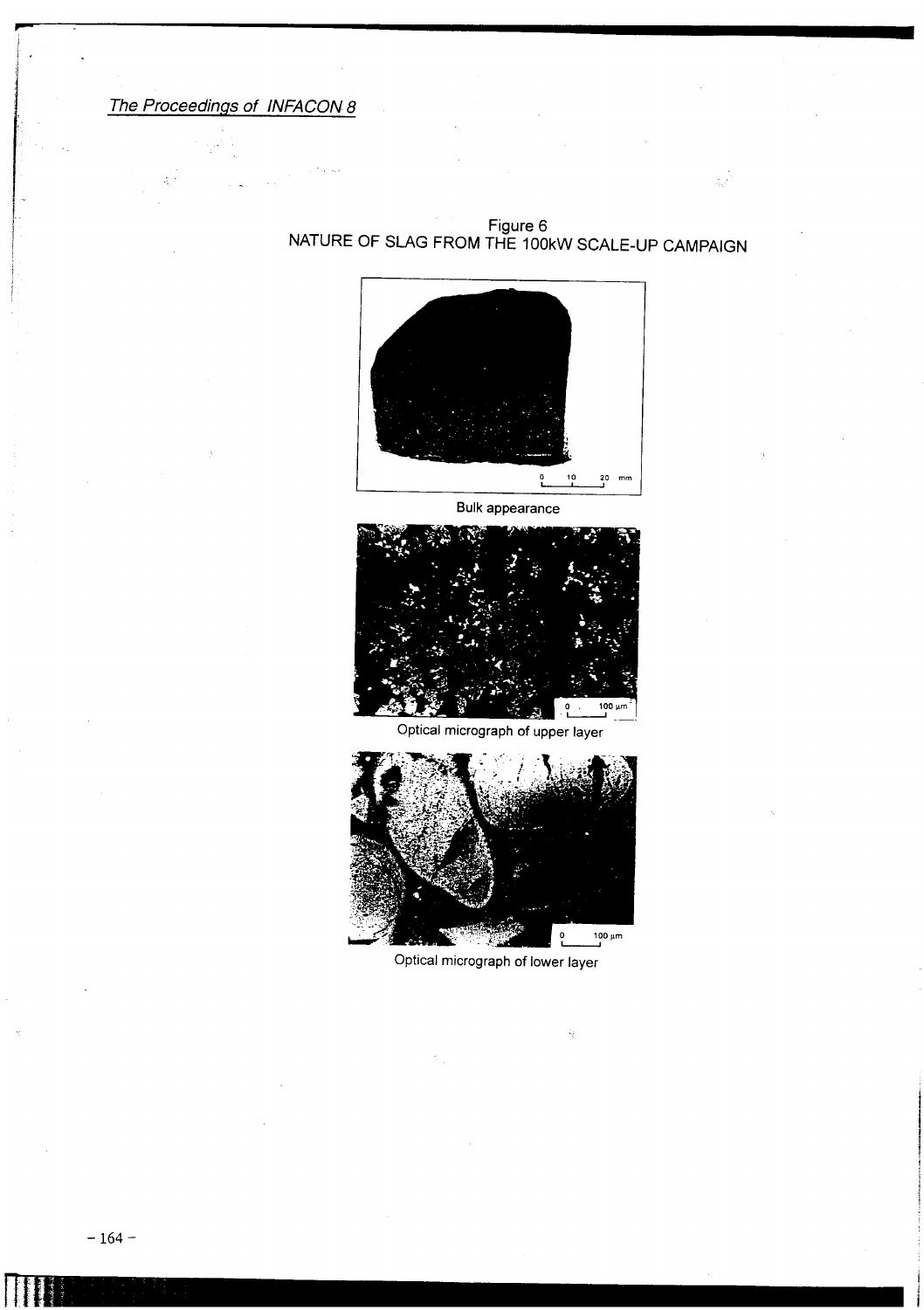Figure 6
NATURE OF SLAG FROM THE 100kW SCALE-UP CAMPAIGN

Bulk appearance

Optical micrograph of upper layer

Optical micrograph of lower layer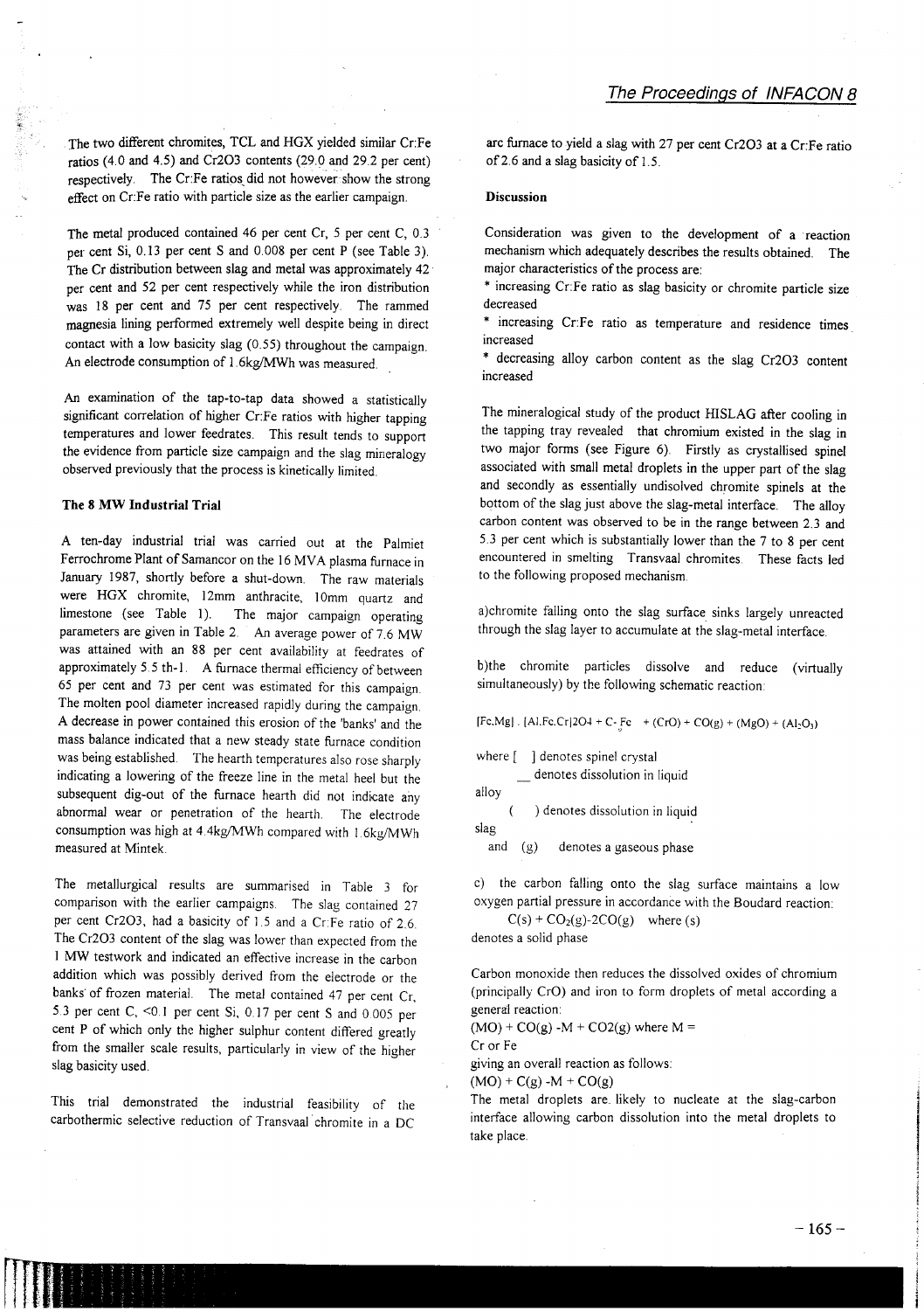The two different chromites, TCL and HGX yielded similar Cr:Fe ratios (4.0 and 4.5) and $Cr_2O_3$ contents (29.0 and 29.2 per cent) respectively. The Cr:Fe ratios did not however show the strong effect on Cr:Fe ratio with particle size as the earlier campaign.

The metal produced contained 46 per cent Cr, 5 per cent C, 0.3 per cent Si, 0.13 per cent S and 0.008 per cent P (see Table 3). The Cr distribution between slag and metal was approximately 42 per cent and 52 per cent respectively while the iron distribution was 18 per cent and 75 per cent respectively. The rammed magnesia lining performed extremely well despite being in direct contact with a low basicity slag (0.55) throughout the campaign. An electrode consumption of 1.6kg/MWh was measured.

An examination of the tap-to-tap data showed a statistically significant correlation of higher Cr:Fe ratios with higher tapping temperatures and lower feedrates. This result tends to support the evidence from particle size campaign and the slag mineralogy observed previously that the process is kinetically limited.

### The 8 MW Industrial Trial

A ten-day industrial trial was carried out at the Palmiet Ferrochrome Plant of Samancor on the 16 MVA plasma furnace in January 1987, shortly before a shut-down. The raw materials were HGX chromite, 12mm anthracite, 10mm quartz and limestone (see Table 1). The major campaign operating parameters are given in Table 2. An average power of 7.6 MW was attained with an 88 per cent availability at feedrates of approximately 5.5 th-1. A furnace thermal efficiency of between 65 per cent and 73 per cent was estimated for this campaign. The molten pool diameter increased rapidly during the campaign. A decrease in power contained this erosion of the 'banks' and the mass balance indicated that a new steady state furnace condition was being established. The hearth temperatures also rose sharply indicating a lowering of the freeze line in the metal heel but the subsequent dig-out of the furnace hearth did not indicate any abnormal wear or penetration of the hearth. The electrode consumption was high at 4.4kg/MWh compared with 1.6kg/MWh measured at Mintek.

The metallurgical results are summarised in Table 3 for comparison with the earlier campaigns. The slag contained 27 per cent $Cr_2O_3$, had a basicity of 1.5 and a Cr:Fe ratio of 2.6. The $Cr_2O_3$ content of the slag was lower than expected from the 1 MW testwork and indicated an effective increase in the carbon addition which was possibly derived from the electrode or the banks of frozen material. The metal contained 47 per cent Cr, 5.3 per cent C, <0.1 per cent Si, 0.17 per cent S and 0.005 per cent P of which only the higher sulphur content differed greatly from the smaller scale results, particularly in view of the higher slag basicity used.

This trial demonstrated the industrial feasibility of the carbothermic selective reduction of Transvaal chromite in a DC arc furnace to yield a slag with 27 per cent $Cr_2O_3$ at a Cr:Fe ratio of 2.6 and a slag basicity of 1.5.

### Discussion

Consideration was given to the development of a reaction mechanism which adequately describes the results obtained. The major characteristics of the process are:

* increasing Cr:Fe ratio as slag basicity or chromite particle size decreased
* increasing Cr:Fe ratio as temperature and residence times increased
* decreasing alloy carbon content as the slag $Cr_2O_3$ content increased

The mineralogical study of the product HISLAG after cooling in the tapping tray revealed that chromium existed in the slag in two major forms (see Figure 6). Firstly as crystallised spinel associated with small metal droplets in the upper part of the slag and secondly as essentially undisolved chromite spinels at the bottom of the slag just above the slag-metal interface. The alloy carbon content was observed to be in the range between 2.3 and 5.3 per cent which is substantially lower than the 7 to 8 per cent encountered in smelting Transvaal chromites. These facts led to the following proposed mechanism.

a) chromite falling onto the slag surface sinks largely unreacted through the slag layer to accumulate at the slag-metal interface.

b) the chromite particles dissolve and reduce (virtually simultaneously) by the following schematic reaction:

$$[Fe,Mg] . [Al,Fe,Cr]_2O_4 + \underline{C}_{Fe} + (CrO) + CO(g) + (MgO) + (Al_2O_3)$$

where [ ] denotes spinel crystal  
_ denotes dissolution in liquid alloy  
( ) denotes dissolution in liquid slag  
and (g) denotes a gaseous phase

c) the carbon falling onto the slag surface maintains a low oxygen partial pressure in accordance with the Boudard reaction:

$$C(s) + CO_2(g) \text{-} 2CO(g)$$ where (s) denotes a solid phase

Carbon monoxide then reduces the dissolved oxides of chromium (principally CrO) and iron to form droplets of metal according a general reaction:

$$(MO) + CO(g) \text{-} M + CO_2(g)$$ where M = Cr or Fe

giving an overall reaction as follows:

$$(MO) + C(g) \text{-} M + CO(g)$$

The metal droplets are likely to nucleate at the slag-carbon interface allowing carbon dissolution into the metal droplets to take place.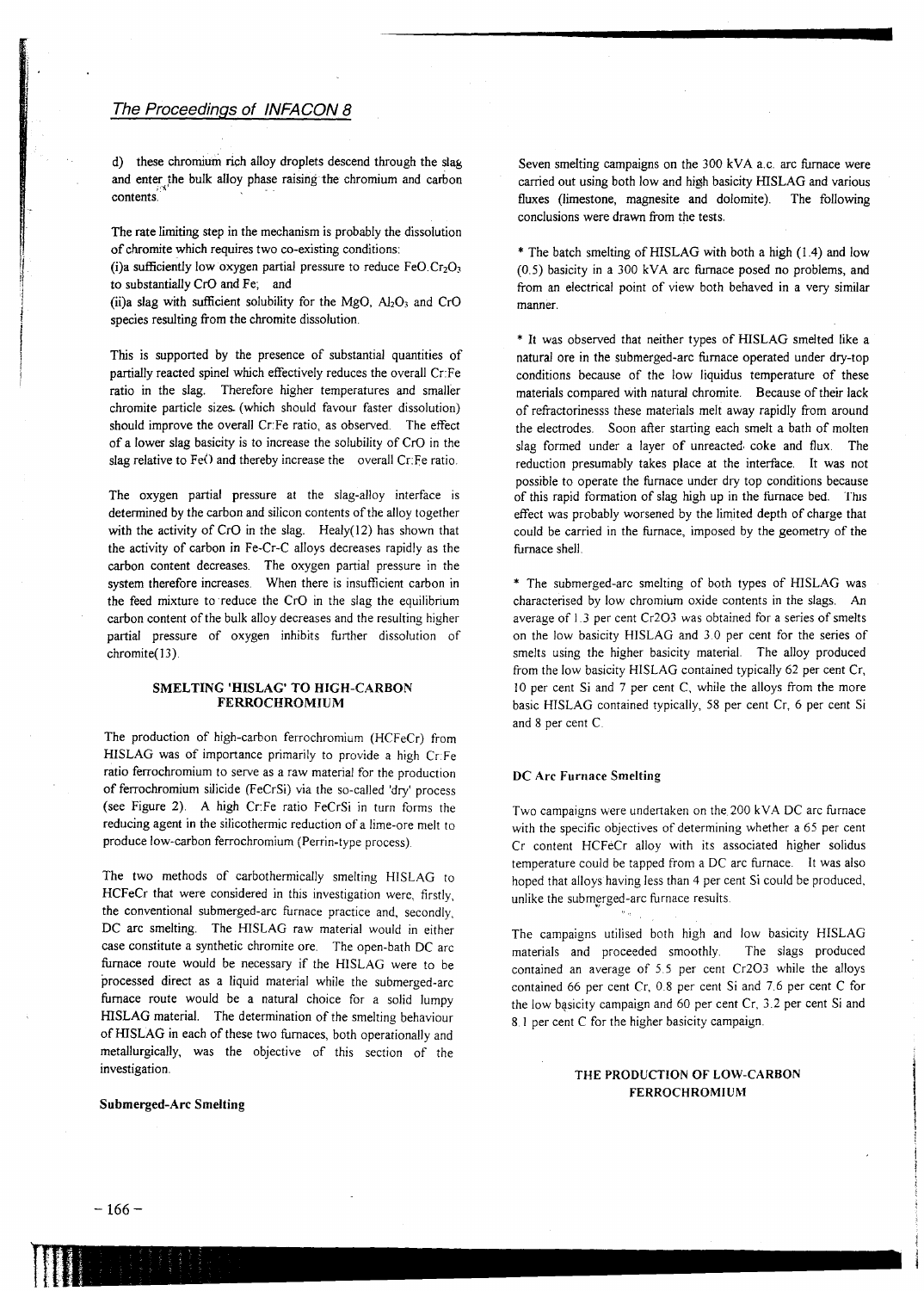d) these chromium rich alloy droplets descend through the slag and enter the bulk alloy phase raising the chromium and carbon contents.

The rate limiting step in the mechanism is probably the dissolution of chromite which requires two co-existing conditions:
(i)a sufficiently low oxygen partial pressure to reduce $FeO.Cr_2O_3$ to substantially CrO and Fe; and
(ii)a slag with sufficient solubility for the MgO, $Al_2O_3$ and CrO species resulting from the chromite dissolution.

This is supported by the presence of substantial quantities of partially reacted spinel which effectively reduces the overall Cr:Fe ratio in the slag. Therefore higher temperatures and smaller chromite particle sizes (which should favour faster dissolution) should improve the overall Cr:Fe ratio, as observed. The effect of a lower slag basicity is to increase the solubility of CrO in the slag relative to FeO and thereby increase the overall Cr:Fe ratio.

The oxygen partial pressure at the slag-alloy interface is determined by the carbon and silicon contents of the alloy together with the activity of CrO in the slag. Healy(12) has shown that the activity of carbon in Fe-Cr-C alloys decreases rapidly as the carbon content decreases. The oxygen partial pressure in the system therefore increases. When there is insufficient carbon in the feed mixture to reduce the CrO in the slag the equilibrium carbon content of the bulk alloy decreases and the resulting higher partial pressure of oxygen inhibits further dissolution of chromite(13).

## SMELTING 'HISLAG' TO HIGH-CARBON FERROCHROMIUM

The production of high-carbon ferrochromium (HCFeCr) from HISLAG was of importance primarily to provide a high Cr:Fe ratio ferrochromium to serve as a raw material for the production of ferrochromium silicide (FeCrSi) via the so-called 'dry' process (see Figure 2). A high Cr:Fe ratio FeCrSi in turn forms the reducing agent in the silicothermic reduction of a lime-ore melt to produce low-carbon ferrochromium (Perrin-type process).

The two methods of carbothermically smelting HISLAG to HCFeCr that were considered in this investigation were, firstly, the conventional submerged-arc furnace practice and, secondly, DC arc smelting. The HISLAG raw material would in either case constitute a synthetic chromite ore. The open-bath DC arc furnace route would be necessary if the HISLAG were to be processed direct as a liquid material while the submerged-arc furnace route would be a natural choice for a solid lumpy HISLAG material. The determination of the smelting behaviour of HISLAG in each of these two furnaces, both operationally and metallurgically, was the objective of this section of the investigation.

### Submerged-Arc Smelting

Seven smelting campaigns on the 300 kVA a.c. arc furnace were carried out using both low and high basicity HISLAG and various fluxes (limestone, magnesite and dolomite). The following conclusions were drawn from the tests.

* The batch smelting of HISLAG with both a high (1.4) and low (0.5) basicity in a 300 kVA arc furnace posed no problems, and from an electrical point of view both behaved in a very similar manner.

* It was observed that neither types of HISLAG smelted like a natural ore in the submerged-arc furnace operated under dry-top conditions because of the low liquidus temperature of these materials compared with natural chromite. Because of their lack of refractorinesss these materials melt away rapidly from around the electrodes. Soon after starting each smelt a bath of molten slag formed under a layer of unreacted coke and flux. The reduction presumably takes place at the interface. It was not possible to operate the furnace under dry top conditions because of this rapid formation of slag high up in the furnace bed. This effect was probably worsened by the limited depth of charge that could be carried in the furnace, imposed by the geometry of the furnace shell.

* The submerged-arc smelting of both types of HISLAG was characterised by low chromium oxide contents in the slags. An average of 1.3 per cent $Cr_2O_3$ was obtained for a series of smelts on the low basicity HISLAG and 3.0 per cent for the series of smelts using the higher basicity material. The alloy produced from the low basicity HISLAG contained typically 62 per cent Cr, 10 per cent Si and 7 per cent C, while the alloys from the more basic HISLAG contained typically, 58 per cent Cr, 6 per cent Si and 8 per cent C.

### DC Arc Furnace Smelting

Two campaigns were undertaken on the 200 kVA DC arc furnace with the specific objectives of determining whether a 65 per cent Cr content HCFeCr alloy with its associated higher solidus temperature could be tapped from a DC arc furnace. It was also hoped that alloys having less than 4 per cent Si could be produced, unlike the submerged-arc furnace results.

The campaigns utilised both high and low basicity HISLAG materials and proceeded smoothly. The slags produced contained an average of 5.5 per cent $Cr_2O_3$ while the alloys contained 66 per cent Cr, 0.8 per cent Si and 7.6 per cent C for the low basicity campaign and 60 per cent Cr, 3.2 per cent Si and 8.1 per cent C for the higher basicity campaign.

## THE PRODUCTION OF LOW-CARBON FERROCHROMIUM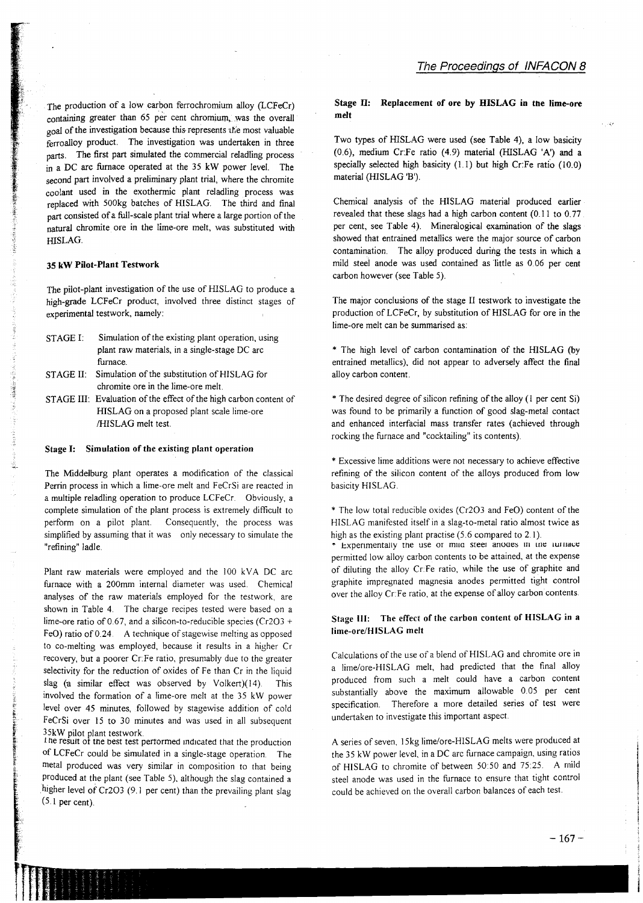The production of a low carbon ferrochromium alloy (LCFeCr) containing greater than 65 per cent chromium, was the overall goal of the investigation because this represents the most valuable ferroalloy product. The investigation was undertaken in three parts. The first part simulated the commercial reladling process in a DC arc furnace operated at the 35 kW power level. The second part involved a preliminary plant trial, where the chromite coolant used in the exothermic plant reladling process was replaced with 500kg batches of HISLAG. The third and final part consisted of a full-scale plant trial where a large portion of the natural chromite ore in the lime-ore melt, was substituted with HISLAG.

### 35 kW Pilot-Plant Testwork

The pilot-plant investigation of the use of HISLAG to produce a high-grade LCFeCr product, involved three distinct stages of experimental testwork, namely:

- STAGE I: Simulation of the existing plant operation, using plant raw materials, in a single-stage DC arc furnace.
- STAGE II: Simulation of the substitution of HISLAG for chromite ore in the lime-ore melt.
- STAGE III: Evaluation of the effect of the high carbon content of HISLAG on a proposed plant scale lime-ore /HISLAG melt test.

#### Stage I: Simulation of the existing plant operation

The Middelburg plant operates a modification of the classical Perrin process in which a lime-ore melt and FeCrSi are reacted in a multiple reladling operation to produce LCFeCr. Obviously, a complete simulation of the plant process is extremely difficult to perform on a pilot plant. Consequently, the process was simplified by assuming that it was only necessary to simulate the "refining" ladle.

Plant raw materials were employed and the 100 kVA DC arc furnace with a 200mm internal diameter was used. Chemical analyses of the raw materials employed for the testwork, are shown in Table 4. The charge recipes tested were based on a lime-ore ratio of 0.67, and a silicon-to-reducible species ($Cr_2O_3$ + FeO) ratio of 0.24. A technique of stagewise melting as opposed to co-melting was employed, because it results in a higher Cr recovery, but a poorer Cr:Fe ratio, presumably due to the greater selectivity for the reduction of oxides of Fe than Cr in the liquid slag (a similar effect was observed by Volkert)(14). This involved the formation of a lime-ore melt at the 35 kW power level over 45 minutes, followed by stagewise addition of cold FeCrSi over 15 to 30 minutes and was used in all subsequent 35kW pilot plant testwork.

The result of the best test performed indicated that the production of LCFeCr could be simulated in a single-stage operation. The metal produced was very similar in composition to that being produced at the plant (see Table 5), although the slag contained a higher level of $Cr_2O_3$ (9.1 per cent) than the prevailing plant slag (5.1 per cent).

#### Stage II: Replacement of ore by HISLAG in the lime-ore melt

Two types of HISLAG were used (see Table 4), a low basicity (0.6), medium Cr:Fe ratio (4.9) material (HISLAG 'A') and a specially selected high basicity (1.1) but high Cr:Fe ratio (10.0) material (HISLAG 'B').

Chemical analysis of the HISLAG material produced earlier revealed that these slags had a high carbon content (0.11 to 0.77 per cent, see Table 4). Mineralogical examination of the slags showed that entrained metallics were the major source of carbon contamination. The alloy produced during the tests in which a mild steel anode was used contained as little as 0.06 per cent carbon however (see Table 5).

The major conclusions of the stage II testwork to investigate the production of LCFeCr, by substitution of HISLAG for ore in the lime-ore melt can be summarised as:

* The high level of carbon contamination of the HISLAG (by entrained metallics), did not appear to adversely affect the final alloy carbon content.

* The desired degree of silicon refining of the alloy (1 per cent Si) was found to be primarily a function of good slag-metal contact and enhanced interfacial mass transfer rates (achieved through rocking the furnace and "cocktailing" its contents).

* Excessive lime additions were not necessary to achieve effective refining of the silicon content of the alloys produced from low basicity HISLAG.

* The low total reducible oxides ($Cr_2O_3$ and FeO) content of the HISLAG manifested itself in a slag-to-metal ratio almost twice as high as the existing plant practise (5.6 compared to 2.1).

* Experimentally the use of mild steel anodes in the furnace permitted low alloy carbon contents to be attained, at the expense of diluting the alloy Cr:Fe ratio, while the use of graphite and graphite impregnated magnesia anodes permitted tight control over the alloy Cr:Fe ratio, at the expense of alloy carbon contents.

#### Stage III: The effect of the carbon content of HISLAG in a lime-ore/HISLAG melt

Calculations of the use of a blend of HISLAG and chromite ore in a lime/ore-HISLAG melt, had predicted that the final alloy produced from such a melt could have a carbon content substantially above the maximum allowable 0.05 per cent specification. Therefore a more detailed series of test were undertaken to investigate this important aspect.

A series of seven, 15kg lime/ore-HISLAG melts were produced at the 35 kW power level, in a DC arc furnace campaign, using ratios of HISLAG to chromite of between 50:50 and 75:25. A mild steel anode was used in the furnace to ensure that tight control could be achieved on the overall carbon balances of each test.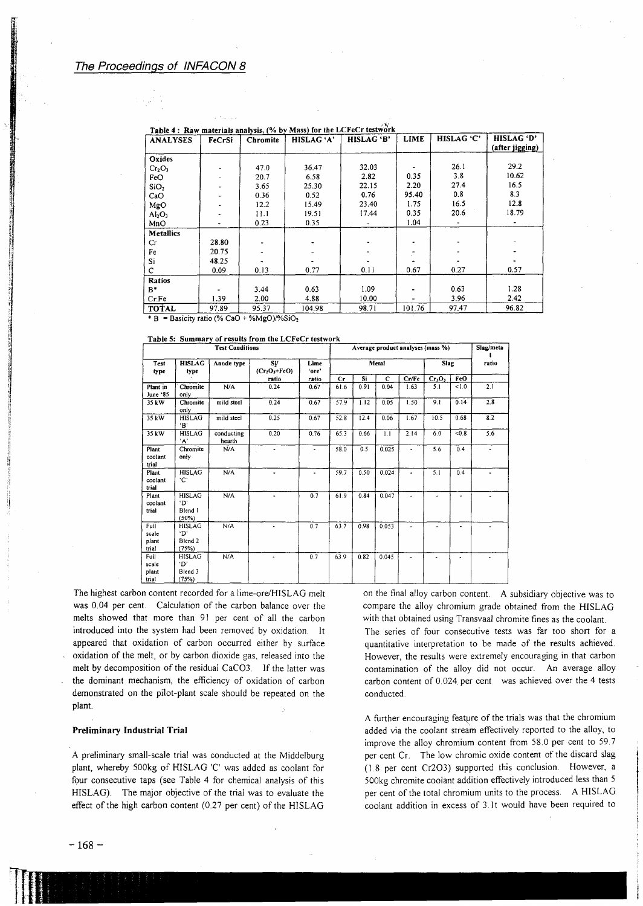**Table 4 : Raw materials analysis, (% by Mass) for the LCFeCr testwork**

| ANALYSES | FeCrSi | Chromite | HISLAG 'A' | HISLAG 'B' | LIME | HISLAG 'C' | HISLAG 'D' (after jigging) |
|---|---|---|---|---|---|---|---|
| **Oxides** | | | | | | | |
| $Cr_2O_3$ | - | 47.0 | 36.47 | 32.03 | - | 26.1 | 29.2 |
| FeO | - | 20.7 | 6.58 | 2.82 | 0.35 | 3.8 | 10.62 |
| $SiO_2$ | - | 3.65 | 25.30 | 22.15 | 2.20 | 27.4 | 16.5 |
| CaO | - | 0.36 | 0.52 | 0.76 | 95.40 | 0.8 | 8.3 |
| MgO | - | 12.2 | 15.49 | 23.40 | 1.75 | 16.5 | 12.8 |
| $Al_2O_3$ | - | 11.1 | 19.51 | 17.44 | 0.35 | 20.6 | 18.79 |
| MnO | - | 0.23 | 0.35 | - | 1.04 | - | - |
| **Metallics** | | | | | | | |
| Cr | 28.80 | - | - | - | - | - | - |
| Fe | 20.75 | - | - | - | - | - | - |
| Si | 48.25 | - | - | - | - | - | - |
| C | 0.09 | 0.13 | 0.77 | 0.11 | 0.67 | 0.27 | 0.57 |
| **Ratios** | | | | | | | |
| B* | - | 3.44 | 0.63 | 1.09 | - | 0.63 | 1.28 |
| Cr:Fe | 1.39 | 2.00 | 4.88 | 10.00 | - | 3.96 | 2.42 |
| **TOTAL** | 97.89 | 95.37 | 104.98 | 98.71 | 101.76 | 97.47 | 96.82 |

\* B = Basicity ratio (% CaO + %MgO)/%$SiO_2$

**Table 5: Summary of results from the LCFeCr testwork**

| Test Conditions | | | | | Average product analyses (mass %) | | | | | | Slag/metal ratio |
|---|---|---|---|---|---|---|---|---|---|---|---|
| Test type | HISLAG type | Anode type | Si/ ($Cr_2O_3$+FeO) ratio | Lime 'ore' ratio | Metal | | | | Slag | | |
| | | | | | Cr | Si | C | Cr/Fe | $Cr_2O_3$ | FeO | |
| Plant in June '85 | Chromite only | N/A | 0.24 | 0.67 | 61.6 | 0.91 | 0.04 | 1.63 | 5.1 | <1.0 | 2.1 |
| 35 kW | Chromite only | mild steel | 0.24 | 0.67 | 57.9 | 1.12 | 0.05 | 1.50 | 9.1 | 0.14 | 2.8 |
| 35 kW | HISLAG 'B' | mild steel | 0.25 | 0.67 | 52.8 | 12.4 | 0.06 | 1.67 | 10.5 | 0.68 | 8.2 |
| 35 kW | HISLAG 'A' | conducting hearth | 0.20 | 0.76 | 65.3 | 0.66 | 1.1 | 2.14 | 6.0 | <0.8 | 5.6 |
| Plant coolant trial | Chromite only | N/A | - | - | 58.0 | 0.5 | 0.025 | - | 5.6 | 0.4 | - |
| Plant coolant trial | HISLAG 'C' | N/A | - | - | 59.7 | 0.50 | 0.024 | - | 5.1 | 0.4 | - |
| Plant coolant trial | HISLAG 'D' Blend 1 (50%) | N/A | - | 0.7 | 61.9 | 0.84 | 0.047 | - | - | - | - |
| Full scale plant trial | HISLAG 'D' Blend 2 (75%) | N/A | - | 0.7 | 63.7 | 0.98 | 0.053 | - | - | - | - |
| Full scale plant trial | HISLAG 'D' Blend 3 (75%) | N/A | - | 0.7 | 63.9 | 0.82 | 0.045 | - | - | - | - |

The highest carbon content recorded for a lime-ore/HISLAG melt was 0.04 per cent. Calculation of the carbon balance over the melts showed that more than 91 per cent of all the carbon introduced into the system had been removed by oxidation. It appeared that oxidation of carbon occurred either by surface oxidation of the melt, or by carbon dioxide gas, released into the melt by decomposition of the residual CaCO3. If the latter was the dominant mechanism, the efficiency of oxidation of carbon demonstrated on the pilot-plant scale should be repeated on the plant.

### Preliminary Industrial Trial

A preliminary small-scale trial was conducted at the Middelburg plant, whereby 500kg of HISLAG 'C' was added as coolant for four consecutive taps (see Table 4 for chemical analysis of this HISLAG). The major objective of the trial was to evaluate the effect of the high carbon content (0.27 per cent) of the HISLAG on the final alloy carbon content. A subsidiary objective was to compare the alloy chromium grade obtained from the HISLAG with that obtained using Transvaal chromite fines as the coolant.

The series of four consecutive tests was far too short for a quantitative interpretation to be made of the results achieved. However, the results were extremely encouraging in that carbon contamination of the alloy did not occur. An average alloy carbon content of 0.024 per cent was achieved over the 4 tests conducted.

A further encouraging feature of the trials was that the chromium added via the coolant stream effectively reported to the alloy, to improve the alloy chromium content from 58.0 per cent to 59.7 per cent Cr. The low chromic oxide content of the discard slag (1.8 per cent Cr2O3) supported this conclusion. However, a 500kg chromite coolant addition effectively introduced less than 5 per cent of the total chromium units to the process. A HISLAG coolant addition in excess of 3.1t would have been required to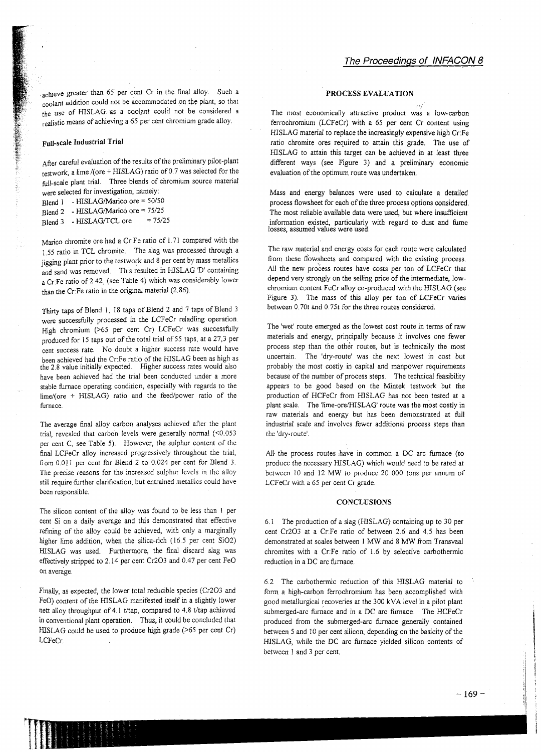achieve greater than 65 per cent Cr in the final alloy. Such a coolant addition could not be accommodated on the plant, so that the use of HISLAG as a coolant could not be considered a realistic means of achieving a 65 per cent chromium grade alloy.

### Full-scale Industrial Trial

After careful evaluation of the results of the preliminary pilot-plant testwork, a lime /(ore + HISLAG) ratio of 0.7 was selected for the full-scale plant trial. Three blends of chromium source material were selected for investigation, namely:

Blend 1 - HISLAG/Marico ore = 50/50
Blend 2 - HISLAG/Marico ore = 75/25
Blend 3 - HISLAG/TCL ore = 75/25

Marico chromite ore had a Cr:Fe ratio of 1.71 compared with the 1.55 ratio in TCL chromite. The slag was processed through a jigging plant prior to the testwork and 8 per cent by mass metallics and sand was removed. This resulted in HISLAG 'D' containing a Cr:Fe ratio of 2.42, (see Table 4) which was considerably lower than the Cr:Fe ratio in the original material (2.86).

Thirty taps of Blend 1, 18 taps of Blend 2 and 7 taps of Blend 3 were successfully processed in the LCFeCr reladling operation. High chromium (>65 per cent Cr) LCFeCr was successfully produced for 15 taps out of the total trial of 55 taps, at a 27,3 per cent success rate. No doubt a higher success rate would have been achieved had the Cr:Fe ratio of the HISLAG been as high as the 2.8 value initially expected. Higher success rates would also have been achieved had the trial been conducted under a more stable furnace operating condition, especially with regards to the lime/(ore + HISLAG) ratio and the feed/power ratio of the furnace.

The average final alloy carbon analyses achieved after the plant trial, revealed that carbon levels were generally normal (<0.053 per cent C, see Table 5). However, the sulphur content of the final LCFeCr alloy increased progressively throughout the trial, from 0.011 per cent for Blend 2 to 0.024 per cent for Blend 3. The precise reasons for the increased sulphur levels in the alloy still require further clarification, but entrained metallics could have been responsible.

The silicon content of the alloy was found to be less than 1 per cent Si on a daily average and this demonstrated that effective refining of the alloy could be achieved, with only a marginally higher lime addition, when the silica-rich (16.5 per cent $SiO_2$) HISLAG was used. Furthermore, the final discard slag was effectively stripped to 2.14 per cent $Cr_2O_3$ and 0.47 per cent FeO on average.

Finally, as expected, the lower total reducible species ($Cr_2O_3$ and FeO) content of the HISLAG manifested itself in a slightly lower nett alloy throughput of 4.1 t/tap, compared to 4.8 t/tap achieved in conventional plant operation. Thus, it could be concluded that HISLAG could be used to produce high grade (>65 per cent Cr) LCFeCr.

## PROCESS EVALUATION

The most economically attractive product was a low-carbon ferrochromium (LCFeCr) with a 65 per cent Cr content using HISLAG material to replace the increasingly expensive high Cr:Fe ratio chromite ores required to attain this grade. The use of HISLAG to attain this target can be achieved in at least three different ways (see Figure 3) and a preliminary economic evaluation of the optimum route was undertaken.

Mass and energy balances were used to calculate a detailed process flowsheet for each of the three process options considered. The most reliable available data were used, but where insufficient information existed, particularly with regard to dust and fume losses, assumed values were used.

The raw material and energy costs for each route were calculated from these flowsheets and compared with the existing process. All the new process routes have costs per ton of LCFeCr that depend very strongly on the selling price of the intermediate, low-chromium content FeCr alloy co-produced with the HISLAG (see Figure 3). The mass of this alloy per ton of LCFeCr varies between 0.70t and 0.75t for the three routes considered.

The 'wet' route emerged as the lowest cost route in terms of raw materials and energy, principally because it involves one fewer process step than the other routes, but is technically the most uncertain. The 'dry-route' was the next lowest in cost but probably the most costly in capital and manpower requirements because of the number of process steps. The technical feasibility appears to be good based on the Mintek testwork but the production of HCFeCr from HISLAG has not been tested at a plant scale. The 'lime-ore/HISLAG' route was the most costly in raw materials and energy but has been demonstrated at full industrial scale and involves fewer additional process steps than the 'dry-route'.

All the process routes have in common a DC arc furnace (to produce the necessary HISLAG) which would need to be rated at between 10 and 12 MW to produce 20 000 tons per annum of LCFeCr with a 65 per cent Cr grade.

## CONCLUSIONS

6.1 The production of a slag (HISLAG) containing up to 30 per cent $Cr_2O_3$ at a Cr:Fe ratio of between 2.6 and 4.5 has been demonstrated at scales between 1 MW and 8 MW from Transvaal chromites with a Cr:Fe ratio of 1.6 by selective carbothermic reduction in a DC arc furnace.

6.2 The carbothermic reduction of this HISLAG material to form a high-carbon ferrochromium has been accomplished with good metallurgical recoveries at the 300 kVA level in a pilot plant submerged-arc furnace and in a DC arc furnace. The HCFeCr produced from the submerged-arc furnace generally contained between 5 and 10 per cent silicon, depending on the basicity of the HISLAG, while the DC arc furnace yielded silicon contents of between 1 and 3 per cent.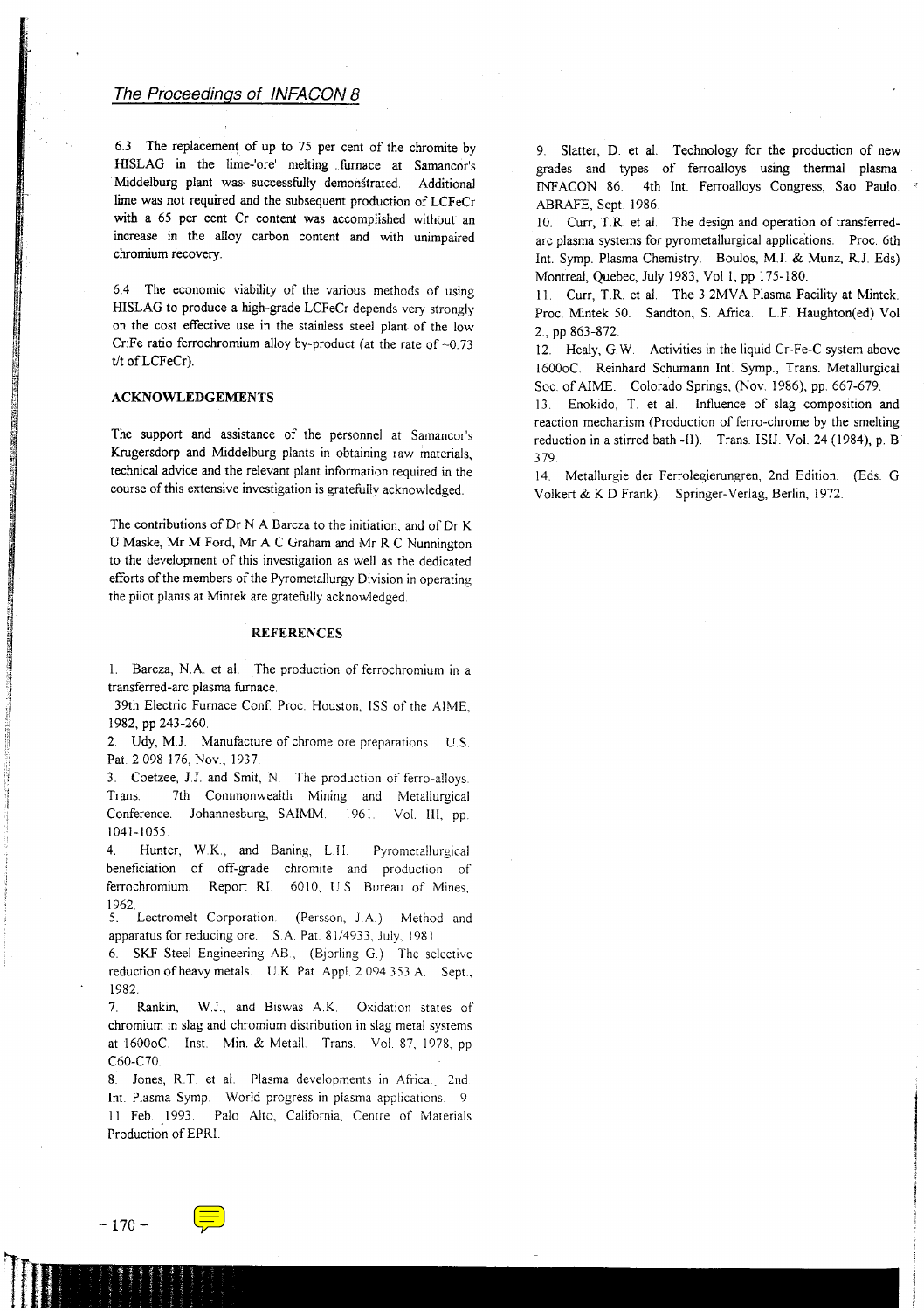6.3 The replacement of up to 75 per cent of the chromite by HISLAG in the lime-'ore' melting furnace at Samancor's Middelburg plant was successfully demonstrated. Additional lime was not required and the subsequent production of LCFeCr with a 65 per cent Cr content was accomplished without an increase in the alloy carbon content and with unimpaired chromium recovery.

6.4 The economic viability of the various methods of using HISLAG to produce a high-grade LCFeCr depends very strongly on the cost effective use in the stainless steel plant of the low Cr:Fe ratio ferrochromium alloy by-product (at the rate of ~0.73 t/t of LCFeCr).

## ACKNOWLEDGEMENTS

The support and assistance of the personnel at Samancor's Krugersdorp and Middelburg plants in obtaining raw materials, technical advice and the relevant plant information required in the course of this extensive investigation is gratefully acknowledged.

The contributions of Dr N A Barcza to the initiation, and of Dr K U Maske, Mr M Ford, Mr A C Graham and Mr R C Nunnington to the development of this investigation as well as the dedicated efforts of the members of the Pyrometallurgy Division in operating the pilot plants at Mintek are gratefully acknowledged.

## REFERENCES

1. Barcza, N.A. et al. The production of ferrochromium in a transferred-arc plasma furnace. 39th Electric Furnace Conf. Proc. Houston, ISS of the AIME, 1982, pp 243-260.
2. Udy, M.J. Manufacture of chrome ore preparations. U.S. Pat. 2 098 176, Nov., 1937.
3. Coetzee, J.J. and Smit, N. The production of ferro-alloys. Trans. 7th Commonwealth Mining and Metallurgical Conference. Johannesburg, SAIMM. 1961. Vol. III, pp. 1041-1055.
4. Hunter, W.K., and Baning, L.H. Pyrometallurgical beneficiation of off-grade chromite and production of ferrochromium. Report RI. 6010, U.S. Bureau of Mines, 1962.
5. Lectromelt Corporation. (Persson, J.A.) Method and apparatus for reducing ore. S.A. Pat. 81/4933, July, 1981.
6. SKF Steel Engineering AB., (Bjorling G.) The selective reduction of heavy metals. U.K. Pat. Appl. 2 094 353 A. Sept., 1982.
7. Rankin, W.J., and Biswas A.K. Oxidation states of chromium in slag and chromium distribution in slag metal systems at 1600oC. Inst. Min. & Metall. Trans. Vol. 87, 1978, pp C60-C70.
8. Jones, R.T. et al. Plasma developments in Africa. 2nd Int. Plasma Symp. World progress in plasma applications. 9-11 Feb. 1993. Palo Alto, California, Centre of Materials Production of EPRI.
9. Slatter, D. et al. Technology for the production of new grades and types of ferroalloys using thermal plasma INFACON 86. 4th Int. Ferroalloys Congress, Sao Paulo. ABRAFE, Sept. 1986.
10. Curr, T.R. et al. The design and operation of transferred-arc plasma systems for pyrometallurgical applications. Proc. 6th Int. Symp. Plasma Chemistry. Boulos, M.I. & Munz, R.J. Eds) Montreal, Quebec, July 1983, Vol 1, pp 175-180.
11. Curr, T.R. et al. The 3.2MVA Plasma Facility at Mintek. Proc. Mintek 50. Sandton, S. Africa. L.F. Haughton(ed) Vol 2., pp 863-872.
12. Healy, G.W. Activities in the liquid Cr-Fe-C system above 1600oC. Reinhard Schumann Int. Symp., Trans. Metallurgical Soc. of AIME. Colorado Springs, (Nov. 1986), pp. 667-679.
13. Enokido, T. et al. Influence of slag composition and reaction mechanism (Production of ferro-chrome by the smelting reduction in a stirred bath -II). Trans. ISIJ. Vol. 24 (1984), p. B 379.
14. Metallurgie der Ferrolegierungren, 2nd Edition. (Eds. G Volkert & K D Frank). Springer-Verlag, Berlin, 1972.